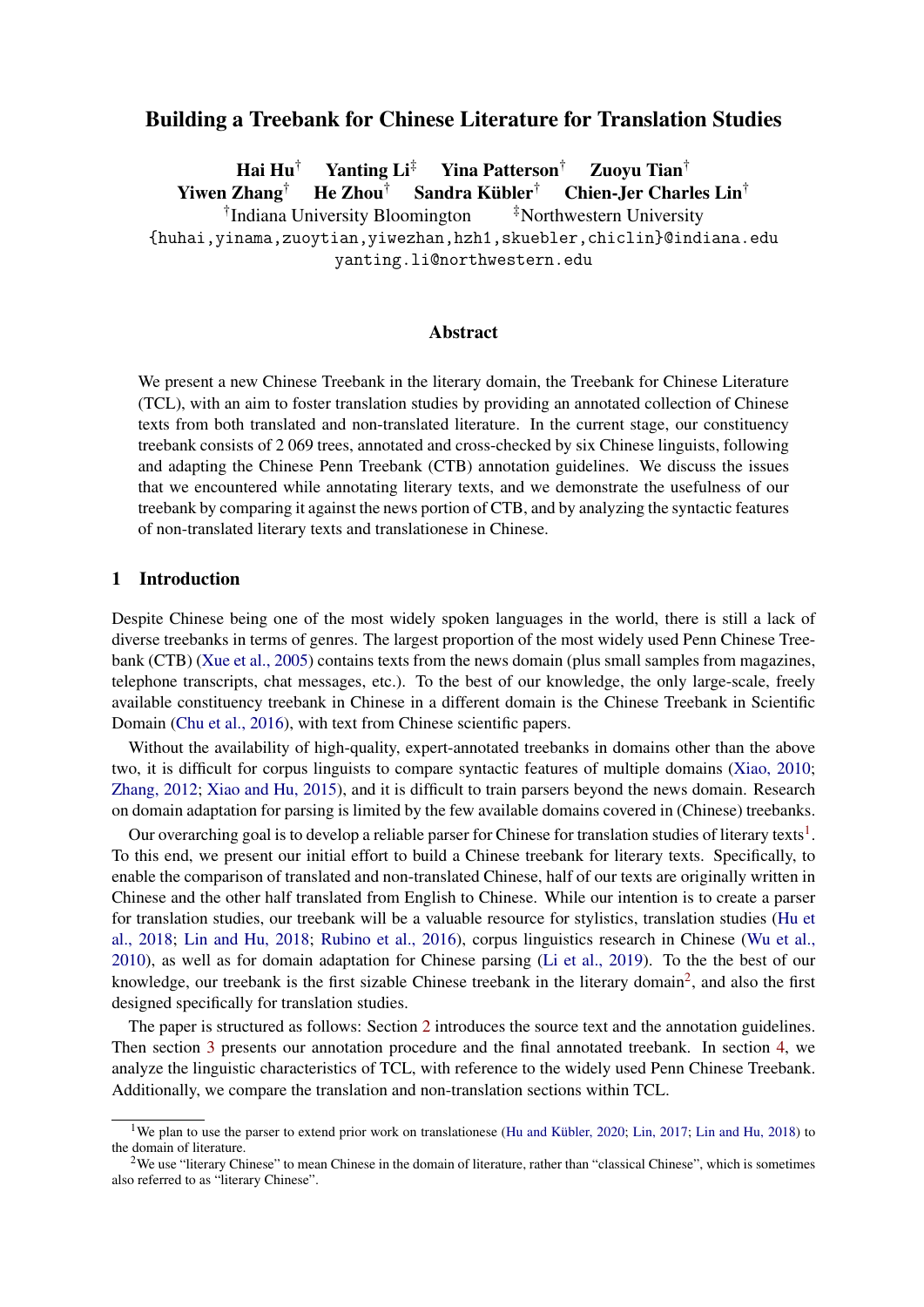# Building a Treebank for Chinese Literature for Translation Studies

**Hai Hu**[†] **Yanting Li**[‡] **Yina Patterson**[†] **Zuoyu Tian**[†]
**Yiwen Zhang**[†] **He Zhou**[†] **Sandra Kübler**[†] **Chien-Jer Charles Lin**[†]

[†]Indiana University Bloomington [‡]Northwestern University

{huhai,yinama,zuoytian,yiwezhan,hzh1,skuebler,chiclin}@indiana.edu
yanting.li@northwestern.edu

## Abstract

We present a new Chinese Treebank in the literary domain, the Treebank for Chinese Literature (TCL), with an aim to foster translation studies by providing an annotated collection of Chinese texts from both translated and non-translated literature. In the current stage, our constituency treebank consists of 2 069 trees, annotated and cross-checked by six Chinese linguists, following and adapting the Chinese Penn Treebank (CTB) annotation guidelines. We discuss the issues that we encountered while annotating literary texts, and we demonstrate the usefulness of our treebank by comparing it against the news portion of CTB, and by analyzing the syntactic features of non-translated literary texts and translationese in Chinese.

## 1 Introduction

Despite Chinese being one of the most widely spoken languages in the world, there is still a lack of diverse treebanks in terms of genres. The largest proportion of the most widely used Penn Chinese Treebank (CTB) (Xue et al., 2005) contains texts from the news domain (plus small samples from magazines, telephone transcripts, chat messages, etc.). To the best of our knowledge, the only large-scale, freely available constituency treebank in Chinese in a different domain is the Chinese Treebank in Scientific Domain (Chu et al., 2016), with text from Chinese scientific papers.

Without the availability of high-quality, expert-annotated treebanks in domains other than the above two, it is difficult for corpus linguists to compare syntactic features of multiple domains (Xiao, 2010; Zhang, 2012; Xiao and Hu, 2015), and it is difficult to train parsers beyond the news domain. Research on domain adaptation for parsing is limited by the few available domains covered in (Chinese) treebanks.

Our overarching goal is to develop a reliable parser for Chinese for translation studies of literary texts[1]. To this end, we present our initial effort to build a Chinese treebank for literary texts. Specifically, to enable the comparison of translated and non-translated Chinese, half of our texts are originally written in Chinese and the other half translated from English to Chinese. While our intention is to create a parser for translation studies, our treebank will be a valuable resource for stylistics, translation studies (Hu et al., 2018; Lin and Hu, 2018; Rubino et al., 2016), corpus linguistics research in Chinese (Wu et al., 2010), as well as for domain adaptation for Chinese parsing (Li et al., 2019). To the the best of our knowledge, our treebank is the first sizable Chinese treebank in the literary domain[2], and also the first designed specifically for translation studies.

The paper is structured as follows: Section 2 introduces the source text and the annotation guidelines. Then section 3 presents our annotation procedure and the final annotated treebank. In section 4, we analyze the linguistic characteristics of TCL, with reference to the widely used Penn Chinese Treebank. Additionally, we compare the translation and non-translation sections within TCL.

---

[1]We plan to use the parser to extend prior work on translationese (Hu and Kübler, 2020; Lin, 2017; Lin and Hu, 2018) to the domain of literature.

[2]We use "literary Chinese" to mean Chinese in the domain of literature, rather than "classical Chinese", which is sometimes also referred to as "literary Chinese".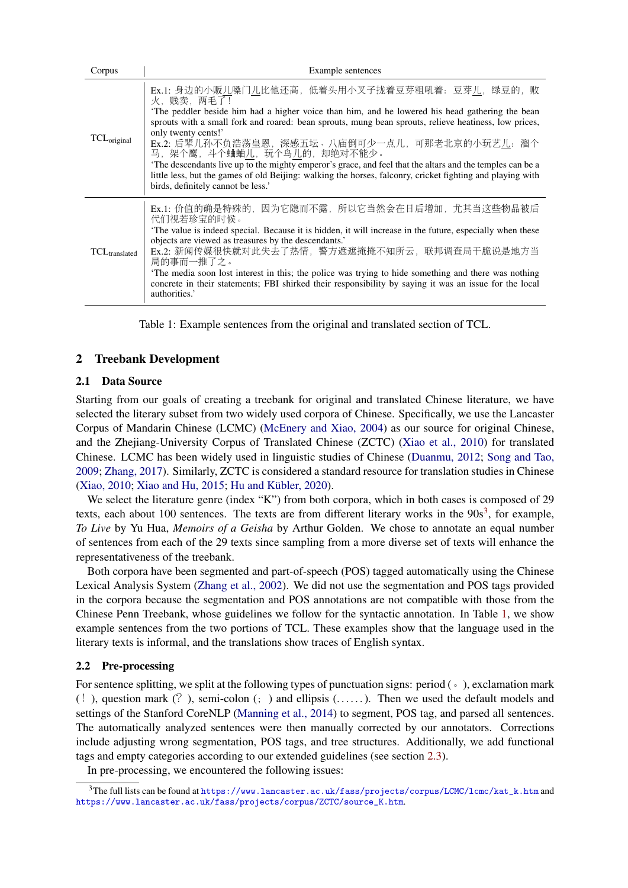| Corpus | Example sentences |
|---|---|
| TCL$_{original}$ | Ex.1: 身边的小贩儿嗓门儿比他还高，低着头用小叉子拢着豆芽粗吼着：豆芽儿，绿豆的，败火，贱卖，两毛了！<br>'The peddler beside him had a higher voice than him, and he lowered his head gathering the bean sprouts with a small fork and roared: bean sprouts, mung bean sprouts, relieve heatiness, low prices, only twenty cents!'<br>Ex.2: 后辈儿孙不负浩荡皇恩，深感五坛、八庙倒可少一点儿，可那老北京的小玩艺儿：溜个马，架个鹰，斗个蛐蛐儿，玩个鸟儿的，却绝对不能少。<br>'The descendants live up to the mighty emperor's grace, and feel that the altars and the temples can be a little less, but the games of old Beijing: walking the horses, falconry, cricket fighting and playing with birds, definitely cannot be less.' |
| TCL$_{translated}$ | Ex.1: 价值的确是特殊的，因为它隐而不露，所以它当然会在日后增加，尤其当这些物品被后代们视若珍宝的时候。<br>'The value is indeed special. Because it is hidden, it will increase in the future, especially when these objects are viewed as treasures by the descendants.'<br>Ex.2: 新闻传媒很快就对此失去了热情，警方遮遮掩掩不知所云，联邦调查局干脆说是地方当局的事而一推了之。<br>'The media soon lost interest in this; the police was trying to hide something and there was nothing concrete in their statements; FBI shirked their responsibility by saying it was an issue for the local authorities.' |

Table 1: Example sentences from the original and translated section of TCL.

## 2 Treebank Development

### 2.1 Data Source

Starting from our goals of creating a treebank for original and translated Chinese literature, we have selected the literary subset from two widely used corpora of Chinese. Specifically, we use the Lancaster Corpus of Mandarin Chinese (LCMC) (McEnery and Xiao, 2004) as our source for original Chinese, and the Zhejiang-University Corpus of Translated Chinese (ZCTC) (Xiao et al., 2010) for translated Chinese. LCMC has been widely used in linguistic studies of Chinese (Duanmu, 2012; Song and Tao, 2009; Zhang, 2017). Similarly, ZCTC is considered a standard resource for translation studies in Chinese (Xiao, 2010; Xiao and Hu, 2015; Hu and Kübler, 2020).

We select the literature genre (index "K") from both corpora, which in both cases is composed of 29 texts, each about 100 sentences. The texts are from different literary works in the 90s[3], for example, *To Live* by Yu Hua, *Memoirs of a Geisha* by Arthur Golden. We chose to annotate an equal number of sentences from each of the 29 texts since sampling from a more diverse set of texts will enhance the representativeness of the treebank.

Both corpora have been segmented and part-of-speech (POS) tagged automatically using the Chinese Lexical Analysis System (Zhang et al., 2002). We did not use the segmentation and POS tags provided in the corpora because the segmentation and POS annotations are not compatible with those from the Chinese Penn Treebank, whose guidelines we follow for the syntactic annotation. In Table 1, we show example sentences from the two portions of TCL. These examples show that the language used in the literary texts is informal, and the translations show traces of English syntax.

### 2.2 Pre-processing

For sentence splitting, we split at the following types of punctuation signs: period (。), exclamation mark (！), question mark (？), semi-colon (；) and ellipsis (……). Then we used the default models and settings of the Stanford CoreNLP (Manning et al., 2014) to segment, POS tag, and parsed all sentences. The automatically analyzed sentences were then manually corrected by our annotators. Corrections include adjusting wrong segmentation, POS tags, and tree structures. Additionally, we add functional tags and empty categories according to our extended guidelines (see section 2.3).

In pre-processing, we encountered the following issues:

[3] The full lists can be found at https://www.lancaster.ac.uk/fass/projects/corpus/LCMC/lcmc/kat_k.htm and https://www.lancaster.ac.uk/fass/projects/corpus/ZCTC/source_K.htm.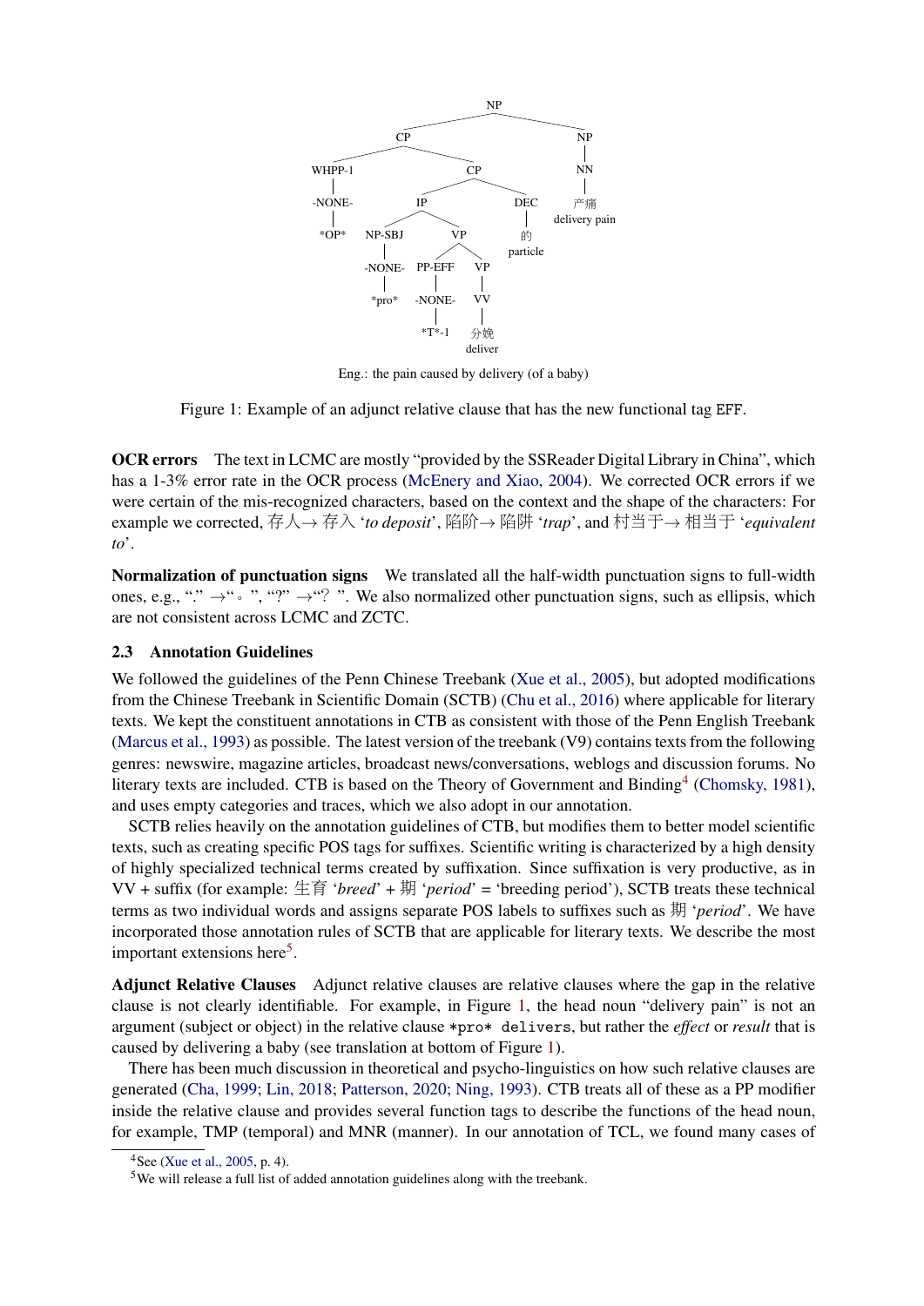```
                              NP
                 ┌────────────┴────────────┐
                 CP                         NP
        ┌────────┴────────┐                 |
     WHPP-1               CP                NN
        |            ┌────┴────┐            |
     -NONE-          IP        DEC         产痛
        |        ┌───┴───┐      |       delivery pain
      *OP*    NP-SBJ     VP     的
                |     ┌──┴──┐  particle
             -NONE- PP-EFF  VP
                |     |     |
              *pro* -NONE-  VV
                      |     |
                    *T*-1  分娩
                          deliver
```

Eng.: the pain caused by delivery (of a baby)

Figure 1: Example of an adjunct relative clause that has the new functional tag EFF.

**OCR errors** The text in LCMC are mostly "provided by the SSReader Digital Library in China", which has a 1-3% error rate in the OCR process (McEnery and Xiao, 2004). We corrected OCR errors if we were certain of the mis-recognized characters, based on the context and the shape of the characters: For example we corrected, 存人→ 存入 '*to deposit*', 陷阶→ 陷阱 '*trap*', and 村当于→ 相当于 '*equivalent to*'.

**Normalization of punctuation signs** We translated all the half-width punctuation signs to full-width ones, e.g., "." →"。", "?" →"？". We also normalized other punctuation signs, such as ellipsis, which are not consistent across LCMC and ZCTC.

### 2.3 Annotation Guidelines

We followed the guidelines of the Penn Chinese Treebank (Xue et al., 2005), but adopted modifications from the Chinese Treebank in Scientific Domain (SCTB) (Chu et al., 2016) where applicable for literary texts. We kept the constituent annotations in CTB as consistent with those of the Penn English Treebank (Marcus et al., 1993) as possible. The latest version of the treebank (V9) contains texts from the following genres: newswire, magazine articles, broadcast news/conversations, weblogs and discussion forums. No literary texts are included. CTB is based on the Theory of Government and Binding[4] (Chomsky, 1981), and uses empty categories and traces, which we also adopt in our annotation.

SCTB relies heavily on the annotation guidelines of CTB, but modifies them to better model scientific texts, such as creating specific POS tags for suffixes. Scientific writing is characterized by a high density of highly specialized technical terms created by suffixation. Since suffixation is very productive, as in VV + suffix (for example: 生育 '*breed*' + 期 '*period*' = 'breeding period'), SCTB treats these technical terms as two individual words and assigns separate POS labels to suffixes such as 期 '*period*'. We have incorporated those annotation rules of SCTB that are applicable for literary texts. We describe the most important extensions here[5].

**Adjunct Relative Clauses** Adjunct relative clauses are relative clauses where the gap in the relative clause is not clearly identifiable. For example, in Figure 1, the head noun "delivery pain" is not an argument (subject or object) in the relative clause `*pro* delivers`, but rather the *effect* or *result* that is caused by delivering a baby (see translation at bottom of Figure 1).

There has been much discussion in theoretical and psycho-linguistics on how such relative clauses are generated (Cha, 1999; Lin, 2018; Patterson, 2020; Ning, 1993). CTB treats all of these as a PP modifier inside the relative clause and provides several function tags to describe the functions of the head noun, for example, TMP (temporal) and MNR (manner). In our annotation of TCL, we found many cases of

[4] See (Xue et al., 2005, p. 4).

[5] We will release a full list of added annotation guidelines along with the treebank.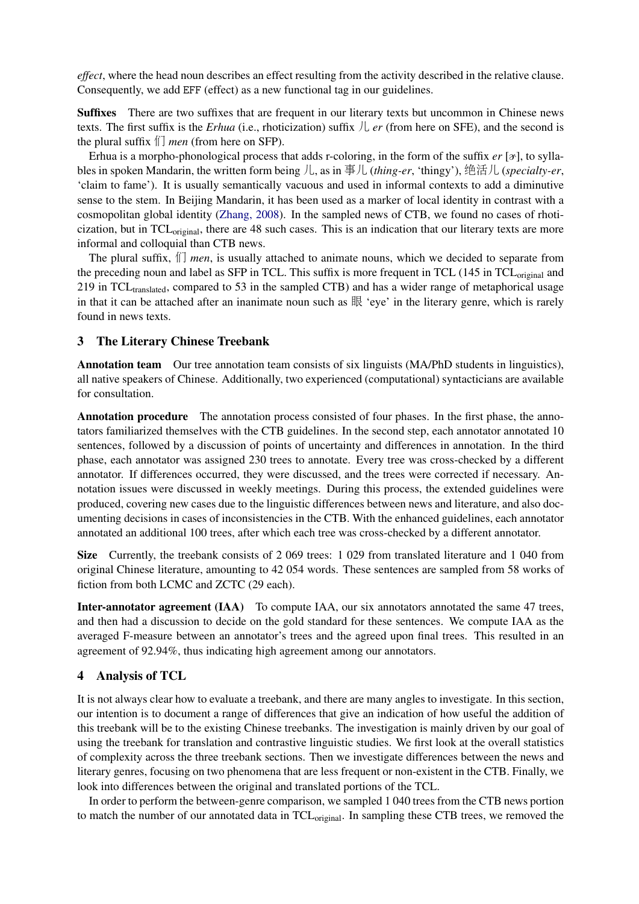*effect*, where the head noun describes an effect resulting from the activity described in the relative clause. Consequently, we add EFF (effect) as a new functional tag in our guidelines.

**Suffixes** There are two suffixes that are frequent in our literary texts but uncommon in Chinese news texts. The first suffix is the *Erhua* (i.e., rhoticization) suffix 儿 *er* (from here on SFE), and the second is the plural suffix 们 *men* (from here on SFP).

Erhua is a morpho-phonological process that adds r-coloring, in the form of the suffix *er* [ɚ], to syllables in spoken Mandarin, the written form being 儿, as in 事儿 (*thing-er*, 'thingy'), 绝活儿 (*specialty-er*, 'claim to fame'). It is usually semantically vacuous and used in informal contexts to add a diminutive sense to the stem. In Beijing Mandarin, it has been used as a marker of local identity in contrast with a cosmopolitan global identity (Zhang, 2008). In the sampled news of CTB, we found no cases of rhoticization, but in $\text{TCL}_{\text{original}}$, there are 48 such cases. This is an indication that our literary texts are more informal and colloquial than CTB news.

The plural suffix, 们 *men*, is usually attached to animate nouns, which we decided to separate from the preceding noun and label as SFP in TCL. This suffix is more frequent in TCL (145 in $\text{TCL}_{\text{original}}$ and 219 in $\text{TCL}_{\text{translated}}$, compared to 53 in the sampled CTB) and has a wider range of metaphorical usage in that it can be attached after an inanimate noun such as 眼 'eye' in the literary genre, which is rarely found in news texts.

## 3 The Literary Chinese Treebank

**Annotation team** Our tree annotation team consists of six linguists (MA/PhD students in linguistics), all native speakers of Chinese. Additionally, two experienced (computational) syntacticians are available for consultation.

**Annotation procedure** The annotation process consisted of four phases. In the first phase, the annotators familiarized themselves with the CTB guidelines. In the second step, each annotator annotated 10 sentences, followed by a discussion of points of uncertainty and differences in annotation. In the third phase, each annotator was assigned 230 trees to annotate. Every tree was cross-checked by a different annotator. If differences occurred, they were discussed, and the trees were corrected if necessary. Annotation issues were discussed in weekly meetings. During this process, the extended guidelines were produced, covering new cases due to the linguistic differences between news and literature, and also documenting decisions in cases of inconsistencies in the CTB. With the enhanced guidelines, each annotator annotated an additional 100 trees, after which each tree was cross-checked by a different annotator.

**Size** Currently, the treebank consists of 2 069 trees: 1 029 from translated literature and 1 040 from original Chinese literature, amounting to 42 054 words. These sentences are sampled from 58 works of fiction from both LCMC and ZCTC (29 each).

**Inter-annotator agreement (IAA)** To compute IAA, our six annotators annotated the same 47 trees, and then had a discussion to decide on the gold standard for these sentences. We compute IAA as the averaged F-measure between an annotator's trees and the agreed upon final trees. This resulted in an agreement of 92.94%, thus indicating high agreement among our annotators.

## 4 Analysis of TCL

It is not always clear how to evaluate a treebank, and there are many angles to investigate. In this section, our intention is to document a range of differences that give an indication of how useful the addition of this treebank will be to the existing Chinese treebanks. The investigation is mainly driven by our goal of using the treebank for translation and contrastive linguistic studies. We first look at the overall statistics of complexity across the three treebank sections. Then we investigate differences between the news and literary genres, focusing on two phenomena that are less frequent or non-existent in the CTB. Finally, we look into differences between the original and translated portions of the TCL.

In order to perform the between-genre comparison, we sampled 1 040 trees from the CTB news portion to match the number of our annotated data in $\text{TCL}_{\text{original}}$. In sampling these CTB trees, we removed the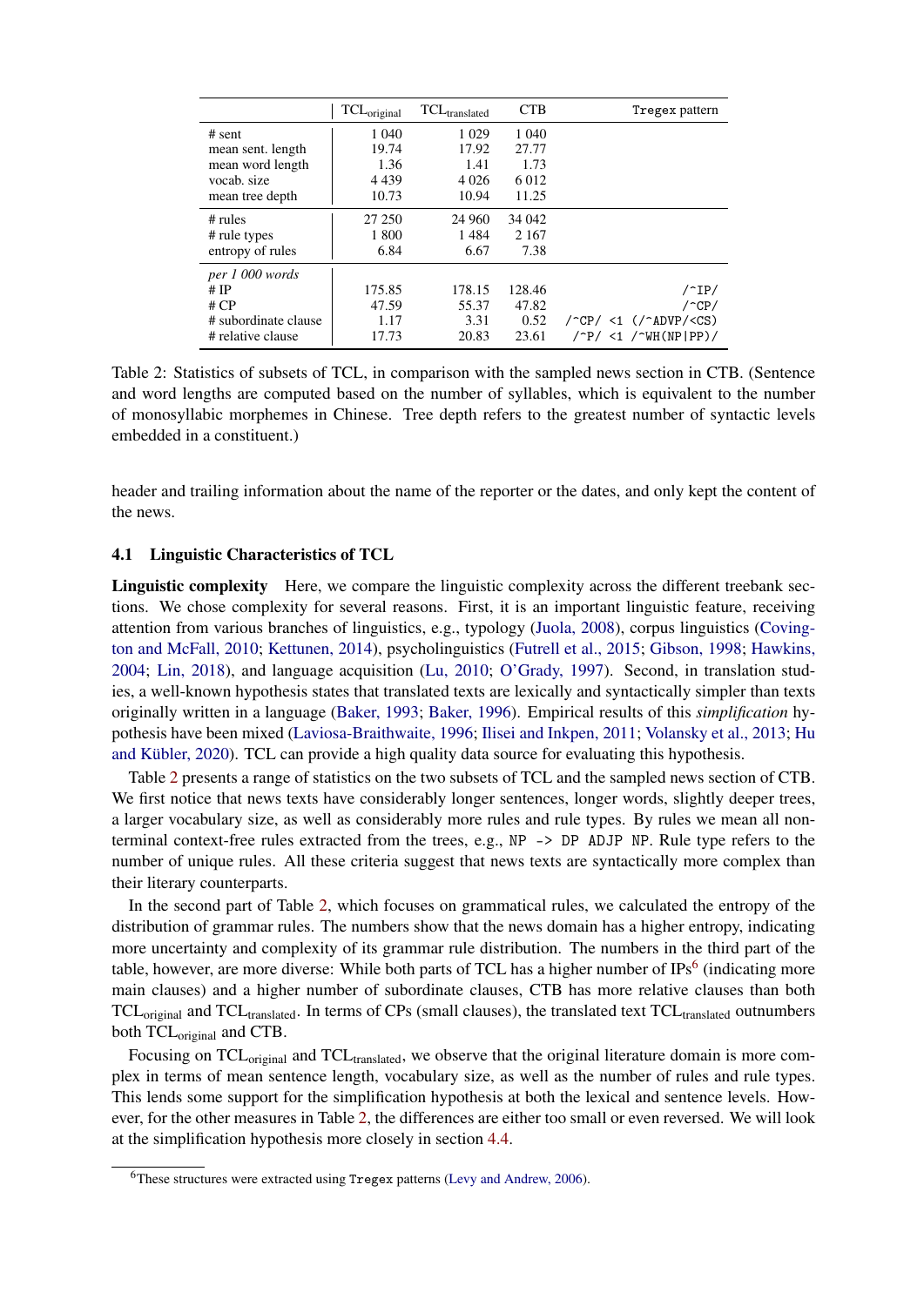| | $\text{TCL}_{\text{original}}$ | $\text{TCL}_{\text{translated}}$ | CTB | Tregex pattern |
|---|---|---|---|---|
| # sent | 1 040 | 1 029 | 1 040 | |
| mean sent. length | 19.74 | 17.92 | 27.77 | |
| mean word length | 1.36 | 1.41 | 1.73 | |
| vocab. size | 4 439 | 4 026 | 6 012 | |
| mean tree depth | 10.73 | 10.94 | 11.25 | |
| # rules | 27 250 | 24 960 | 34 042 | |
| # rule types | 1 800 | 1 484 | 2 167 | |
| entropy of rules | 6.84 | 6.67 | 7.38 | |
| *per 1 000 words* | | | | |
| # IP | 175.85 | 178.15 | 128.46 | `/^IP/` |
| # CP | 47.59 | 55.37 | 47.82 | `/^CP/` |
| # subordinate clause | 1.17 | 3.31 | 0.52 | `/^CP/ <1 (/^ADVP/<CS)` |
| # relative clause | 17.73 | 20.83 | 23.61 | `/^P/ <1 /^WH(NP\|PP)/` |

Table 2: Statistics of subsets of TCL, in comparison with the sampled news section in CTB. (Sentence and word lengths are computed based on the number of syllables, which is equivalent to the number of monosyllabic morphemes in Chinese. Tree depth refers to the greatest number of syntactic levels embedded in a constituent.)

header and trailing information about the name of the reporter or the dates, and only kept the content of the news.

### 4.1 Linguistic Characteristics of TCL

**Linguistic complexity** Here, we compare the linguistic complexity across the different treebank sections. We chose complexity for several reasons. First, it is an important linguistic feature, receiving attention from various branches of linguistics, e.g., typology (Juola, 2008), corpus linguistics (Covington and McFall, 2010; Kettunen, 2014), psycholinguistics (Futrell et al., 2015; Gibson, 1998; Hawkins, 2004; Lin, 2018), and language acquisition (Lu, 2010; O'Grady, 1997). Second, in translation studies, a well-known hypothesis states that translated texts are lexically and syntactically simpler than texts originally written in a language (Baker, 1993; Baker, 1996). Empirical results of this *simplification* hypothesis have been mixed (Laviosa-Braithwaite, 1996; Ilisei and Inkpen, 2011; Volansky et al., 2013; Hu and Kübler, 2020). TCL can provide a high quality data source for evaluating this hypothesis.

Table 2 presents a range of statistics on the two subsets of TCL and the sampled news section of CTB. We first notice that news texts have considerably longer sentences, longer words, slightly deeper trees, a larger vocabulary size, as well as considerably more rules and rule types. By rules we mean all non-terminal context-free rules extracted from the trees, e.g., `NP -> DP ADJP NP`. Rule type refers to the number of unique rules. All these criteria suggest that news texts are syntactically more complex than their literary counterparts.

In the second part of Table 2, which focuses on grammatical rules, we calculated the entropy of the distribution of grammar rules. The numbers show that the news domain has a higher entropy, indicating more uncertainty and complexity of its grammar rule distribution. The numbers in the third part of the table, however, are more diverse: While both parts of TCL has a higher number of IPs[6] (indicating more main clauses) and a higher number of subordinate clauses, CTB has more relative clauses than both $\text{TCL}_{\text{original}}$ and $\text{TCL}_{\text{translated}}$. In terms of CPs (small clauses), the translated text $\text{TCL}_{\text{translated}}$ outnumbers both $\text{TCL}_{\text{original}}$ and CTB.

Focusing on $\text{TCL}_{\text{original}}$ and $\text{TCL}_{\text{translated}}$, we observe that the original literature domain is more complex in terms of mean sentence length, vocabulary size, as well as the number of rules and rule types. This lends some support for the simplification hypothesis at both the lexical and sentence levels. However, for the other measures in Table 2, the differences are either too small or even reversed. We will look at the simplification hypothesis more closely in section 4.4.

[6] These structures were extracted using Tregex patterns (Levy and Andrew, 2006).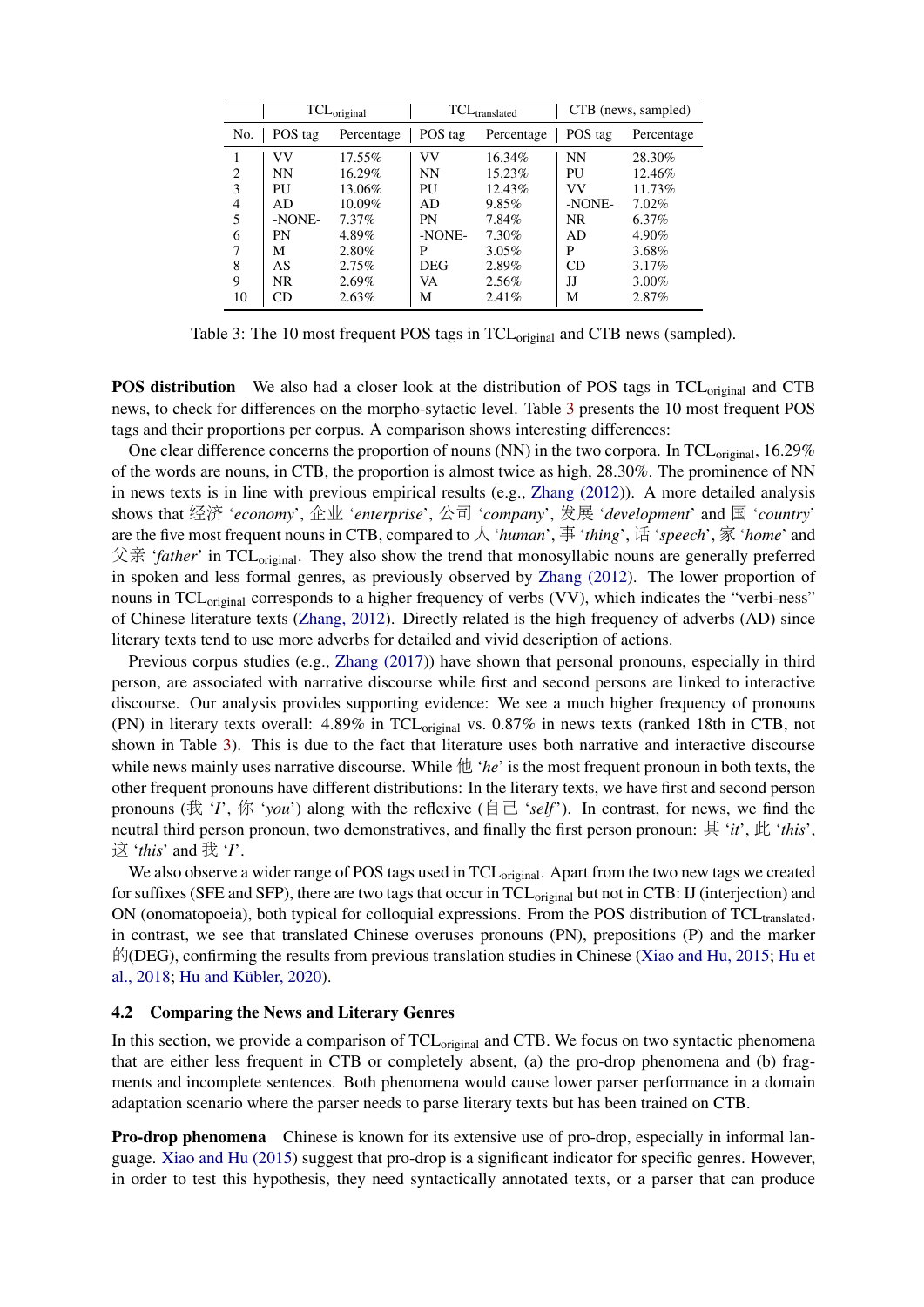| | $TCL_{original}$ | | $TCL_{translated}$ | | CTB (news, sampled) | |
|---|---|---|---|---|---|---|
| No. | POS tag | Percentage | POS tag | Percentage | POS tag | Percentage |
| 1 | VV | 17.55% | VV | 16.34% | NN | 28.30% |
| 2 | NN | 16.29% | NN | 15.23% | PU | 12.46% |
| 3 | PU | 13.06% | PU | 12.43% | VV | 11.73% |
| 4 | AD | 10.09% | AD | 9.85% | -NONE- | 7.02% |
| 5 | -NONE- | 7.37% | PN | 7.84% | NR | 6.37% |
| 6 | PN | 4.89% | -NONE- | 7.30% | AD | 4.90% |
| 7 | M | 2.80% | P | 3.05% | P | 3.68% |
| 8 | AS | 2.75% | DEG | 2.89% | CD | 3.17% |
| 9 | NR | 2.69% | VA | 2.56% | JJ | 3.00% |
| 10 | CD | 2.63% | M | 2.41% | M | 2.87% |

Table 3: The 10 most frequent POS tags in $TCL_{original}$ and CTB news (sampled).

**POS distribution** We also had a closer look at the distribution of POS tags in $TCL_{original}$ and CTB news, to check for differences on the morpho-sytactic level. Table 3 presents the 10 most frequent POS tags and their proportions per corpus. A comparison shows interesting differences:

One clear difference concerns the proportion of nouns (NN) in the two corpora. In $TCL_{original}$, 16.29% of the words are nouns, in CTB, the proportion is almost twice as high, 28.30%. The prominence of NN in news texts is in line with previous empirical results (e.g., Zhang (2012)). A more detailed analysis shows that 经济 '*economy*', 企业 '*enterprise*', 公司 '*company*', 发展 '*development*' and 国 '*country*' are the five most frequent nouns in CTB, compared to 人 '*human*', 事 '*thing*', 话 '*speech*', 家 '*home*' and 父亲 '*father*' in $TCL_{original}$. They also show the trend that monosyllabic nouns are generally preferred in spoken and less formal genres, as previously observed by Zhang (2012). The lower proportion of nouns in $TCL_{original}$ corresponds to a higher frequency of verbs (VV), which indicates the "verbi-ness" of Chinese literature texts (Zhang, 2012). Directly related is the high frequency of adverbs (AD) since literary texts tend to use more adverbs for detailed and vivid description of actions.

Previous corpus studies (e.g., Zhang (2017)) have shown that personal pronouns, especially in third person, are associated with narrative discourse while first and second persons are linked to interactive discourse. Our analysis provides supporting evidence: We see a much higher frequency of pronouns (PN) in literary texts overall: 4.89% in $TCL_{original}$ vs. 0.87% in news texts (ranked 18th in CTB, not shown in Table 3). This is due to the fact that literature uses both narrative and interactive discourse while news mainly uses narrative discourse. While 他 '*he*' is the most frequent pronoun in both texts, the other frequent pronouns have different distributions: In the literary texts, we have first and second person pronouns (我 '*I*', 你 '*you*') along with the reflexive (自己 '*self*'). In contrast, for news, we find the neutral third person pronoun, two demonstratives, and finally the first person pronoun: 其 '*it*', 此 '*this*', 这 '*this*' and 我 '*I*'.

We also observe a wider range of POS tags used in $TCL_{original}$. Apart from the two new tags we created for suffixes (SFE and SFP), there are two tags that occur in $TCL_{original}$ but not in CTB: IJ (interjection) and ON (onomatopoeia), both typical for colloquial expressions. From the POS distribution of $TCL_{translated}$, in contrast, we see that translated Chinese overuses pronouns (PN), prepositions (P) and the marker 的(DEG), confirming the results from previous translation studies in Chinese (Xiao and Hu, 2015; Hu et al., 2018; Hu and Kübler, 2020).

### 4.2 Comparing the News and Literary Genres

In this section, we provide a comparison of $TCL_{original}$ and CTB. We focus on two syntactic phenomena that are either less frequent in CTB or completely absent, (a) the pro-drop phenomena and (b) fragments and incomplete sentences. Both phenomena would cause lower parser performance in a domain adaptation scenario where the parser needs to parse literary texts but has been trained on CTB.

**Pro-drop phenomena** Chinese is known for its extensive use of pro-drop, especially in informal language. Xiao and Hu (2015) suggest that pro-drop is a significant indicator for specific genres. However, in order to test this hypothesis, they need syntactically annotated texts, or a parser that can produce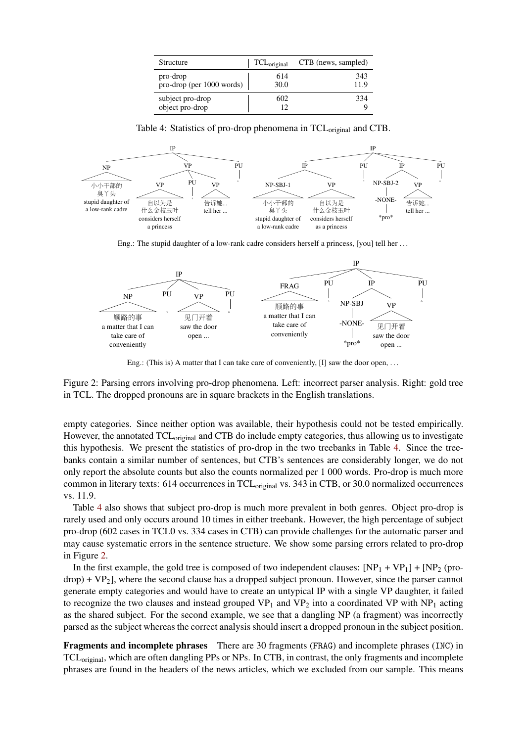| Structure | $TCL_{original}$ | CTB (news, sampled) |
|---|---|---|
| pro-drop | 614 | 343 |
| pro-drop (per 1000 words) | 30.0 | 11.9 |
| subject pro-drop | 602 | 334 |
| object pro-drop | 12 | 9 |

Table 4: Statistics of pro-drop phenomena in $TCL_{original}$ and CTB.

Eng.: The stupid daughter of a low-rank cadre considers herself a princess, [you] tell her …

Eng.: (This is) A matter that I can take care of conveniently, [I] saw the door open, …

Figure 2: Parsing errors involving pro-drop phenomena. Left: incorrect parser analysis. Right: gold tree in TCL. The dropped pronouns are in square brackets in the English translations.

empty categories. Since neither option was available, their hypothesis could not be tested empirically. However, the annotated $TCL_{original}$ and CTB do include empty categories, thus allowing us to investigate this hypothesis. We present the statistics of pro-drop in the two treebanks in Table 4. Since the treebanks contain a similar number of sentences, but CTB's sentences are considerably longer, we do not only report the absolute counts but also the counts normalized per 1 000 words. Pro-drop is much more common in literary texts: 614 occurrences in $TCL_{original}$ vs. 343 in CTB, or 30.0 normalized occurrences vs. 11.9.

Table 4 also shows that subject pro-drop is much more prevalent in both genres. Object pro-drop is rarely used and only occurs around 10 times in either treebank. However, the high percentage of subject pro-drop (602 cases in TCL0 vs. 334 cases in CTB) can provide challenges for the automatic parser and may cause systematic errors in the sentence structure. We show some parsing errors related to pro-drop in Figure 2.

In the first example, the gold tree is composed of two independent clauses: [$NP_1$ + $VP_1$] + [$NP_2$ (pro-drop) + $VP_2$], where the second clause has a dropped subject pronoun. However, since the parser cannot generate empty categories and would have to create an untypical IP with a single VP daughter, it failed to recognize the two clauses and instead grouped $VP_1$ and $VP_2$ into a coordinated VP with $NP_1$ acting as the shared subject. For the second example, we see that a dangling NP (a fragment) was incorrectly parsed as the subject whereas the correct analysis should insert a dropped pronoun in the subject position.

**Fragments and incomplete phrases** There are 30 fragments (FRAG) and incomplete phrases (INC) in $TCL_{original}$, which are often dangling PPs or NPs. In CTB, in contrast, the only fragments and incomplete phrases are found in the headers of the news articles, which we excluded from our sample. This means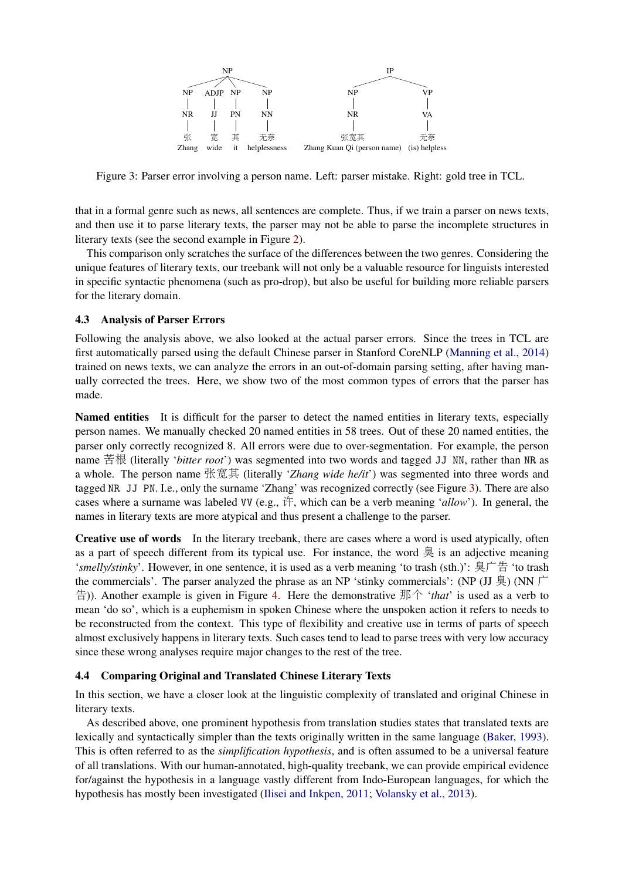Figure 3: Parser error involving a person name. Left: parser mistake. Right: gold tree in TCL.

that in a formal genre such as news, all sentences are complete. Thus, if we train a parser on news texts, and then use it to parse literary texts, the parser may not be able to parse the incomplete structures in literary texts (see the second example in Figure 2).

This comparison only scratches the surface of the differences between the two genres. Considering the unique features of literary texts, our treebank will not only be a valuable resource for linguists interested in specific syntactic phenomena (such as pro-drop), but also be useful for building more reliable parsers for the literary domain.

### 4.3 Analysis of Parser Errors

Following the analysis above, we also looked at the actual parser errors. Since the trees in TCL are first automatically parsed using the default Chinese parser in Stanford CoreNLP (Manning et al., 2014) trained on news texts, we can analyze the errors in an out-of-domain parsing setting, after having manually corrected the trees. Here, we show two of the most common types of errors that the parser has made.

**Named entities** It is difficult for the parser to detect the named entities in literary texts, especially person names. We manually checked 20 named entities in 58 trees. Out of these 20 named entities, the parser only correctly recognized 8. All errors were due to over-segmentation. For example, the person name 苦根 (literally '*bitter root*') was segmented into two words and tagged `JJ NN`, rather than `NR` as a whole. The person name 张宽其 (literally '*Zhang wide he/it*') was segmented into three words and tagged `NR JJ PN`. I.e., only the surname 'Zhang' was recognized correctly (see Figure 3). There are also cases where a surname was labeled `VV` (e.g., 许, which can be a verb meaning '*allow*'). In general, the names in literary texts are more atypical and thus present a challenge to the parser.

**Creative use of words** In the literary treebank, there are cases where a word is used atypically, often as a part of speech different from its typical use. For instance, the word 臭 is an adjective meaning '*smelly/stinky*'. However, in one sentence, it is used as a verb meaning 'to trash (sth.)': 臭广告 'to trash the commercials'. The parser analyzed the phrase as an NP 'stinky commercials': (NP (JJ 臭) (NN 广告)). Another example is given in Figure 4. Here the demonstrative 那个 '*that*' is used as a verb to mean 'do so', which is a euphemism in spoken Chinese where the unspoken action it refers to needs to be reconstructed from the context. This type of flexibility and creative use in terms of parts of speech almost exclusively happens in literary texts. Such cases tend to lead to parse trees with very low accuracy since these wrong analyses require major changes to the rest of the tree.

### 4.4 Comparing Original and Translated Chinese Literary Texts

In this section, we have a closer look at the linguistic complexity of translated and original Chinese in literary texts.

As described above, one prominent hypothesis from translation studies states that translated texts are lexically and syntactically simpler than the texts originally written in the same language (Baker, 1993). This is often referred to as the *simplification hypothesis*, and is often assumed to be a universal feature of all translations. With our human-annotated, high-quality treebank, we can provide empirical evidence for/against the hypothesis in a language vastly different from Indo-European languages, for which the hypothesis has mostly been investigated (Ilisei and Inkpen, 2011; Volansky et al., 2013).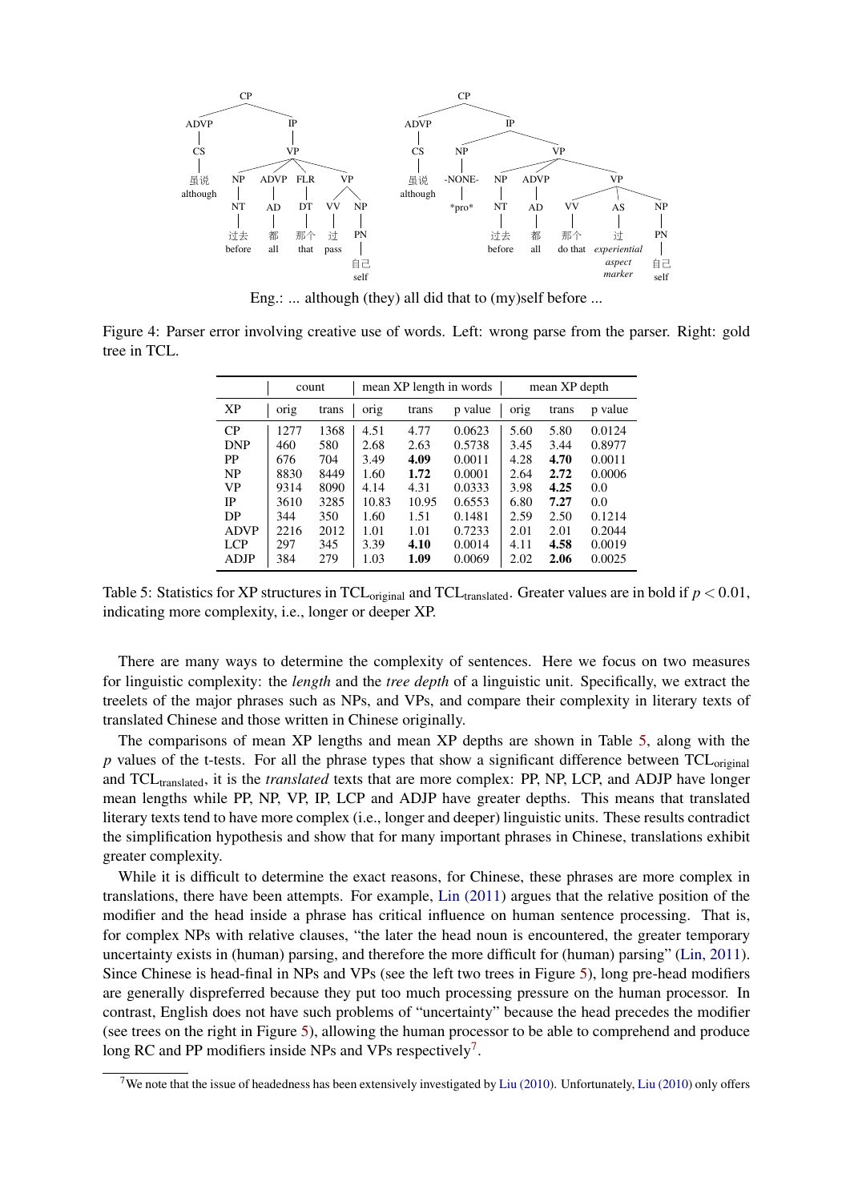CP
ADVP IP
CS VP
虽说 although NP ADVP FLR VP
NT AD DT VV NP
过去 before 都 all 那个 that 过 pass PN
自己 self

CP
ADVP IP
CS NP VP
虽说 although -NONE- NP ADVP VP
*pro* NT AD VV AS NP
过去 before 都 all 那个 do that 过 *experiential aspect marker* PN
自己 self

Eng.: ... although (they) all did that to (my)self before ...

Figure 4: Parser error involving creative use of words. Left: wrong parse from the parser. Right: gold tree in TCL.

| | count | | mean XP length in words | | | mean XP depth | | |
|---|---|---|---|---|---|---|---|---|
| XP | orig | trans | orig | trans | p value | orig | trans | p value |
| CP | 1277 | 1368 | 4.51 | 4.77 | 0.0623 | 5.60 | 5.80 | 0.0124 |
| DNP | 460 | 580 | 2.68 | 2.63 | 0.5738 | 3.45 | 3.44 | 0.8977 |
| PP | 676 | 704 | 3.49 | **4.09** | 0.0011 | 4.28 | **4.70** | 0.0011 |
| NP | 8830 | 8449 | 1.60 | **1.72** | 0.0001 | 2.64 | **2.72** | 0.0006 |
| VP | 9314 | 8090 | 4.14 | 4.31 | 0.0333 | 3.98 | **4.25** | 0.0 |
| IP | 3610 | 3285 | 10.83 | 10.95 | 0.6553 | 6.80 | **7.27** | 0.0 |
| DP | 344 | 350 | 1.60 | 1.51 | 0.1481 | 2.59 | 2.50 | 0.1214 |
| ADVP | 2216 | 2012 | 1.01 | 1.01 | 0.7233 | 2.01 | 2.01 | 0.2044 |
| LCP | 297 | 345 | 3.39 | **4.10** | 0.0014 | 4.11 | **4.58** | 0.0019 |
| ADJP | 384 | 279 | 1.03 | **1.09** | 0.0069 | 2.02 | **2.06** | 0.0025 |

Table 5: Statistics for XP structures in $\text{TCL}_{\text{original}}$ and $\text{TCL}_{\text{translated}}$. Greater values are in bold if $p < 0.01$, indicating more complexity, i.e., longer or deeper XP.

There are many ways to determine the complexity of sentences. Here we focus on two measures for linguistic complexity: the *length* and the *tree depth* of a linguistic unit. Specifically, we extract the treelets of the major phrases such as NPs, and VPs, and compare their complexity in literary texts of translated Chinese and those written in Chinese originally.

The comparisons of mean XP lengths and mean XP depths are shown in Table 5, along with the $p$ values of the t-tests. For all the phrase types that show a significant difference between $\text{TCL}_{\text{original}}$ and $\text{TCL}_{\text{translated}}$, it is the *translated* texts that are more complex: PP, NP, LCP, and ADJP have longer mean lengths while PP, NP, VP, IP, LCP and ADJP have greater depths. This means that translated literary texts tend to have more complex (i.e., longer and deeper) linguistic units. These results contradict the simplification hypothesis and show that for many important phrases in Chinese, translations exhibit greater complexity.

While it is difficult to determine the exact reasons, for Chinese, these phrases are more complex in translations, there have been attempts. For example, Lin (2011) argues that the relative position of the modifier and the head inside a phrase has critical influence on human sentence processing. That is, for complex NPs with relative clauses, "the later the head noun is encountered, the greater temporary uncertainty exists in (human) parsing, and therefore the more difficult for (human) parsing" (Lin, 2011). Since Chinese is head-final in NPs and VPs (see the left two trees in Figure 5), long pre-head modifiers are generally dispreferred because they put too much processing pressure on the human processor. In contrast, English does not have such problems of "uncertainty" because the head precedes the modifier (see trees on the right in Figure 5), allowing the human processor to be able to comprehend and produce long RC and PP modifiers inside NPs and VPs respectively[7].

[7] We note that the issue of headedness has been extensively investigated by Liu (2010). Unfortunately, Liu (2010) only offers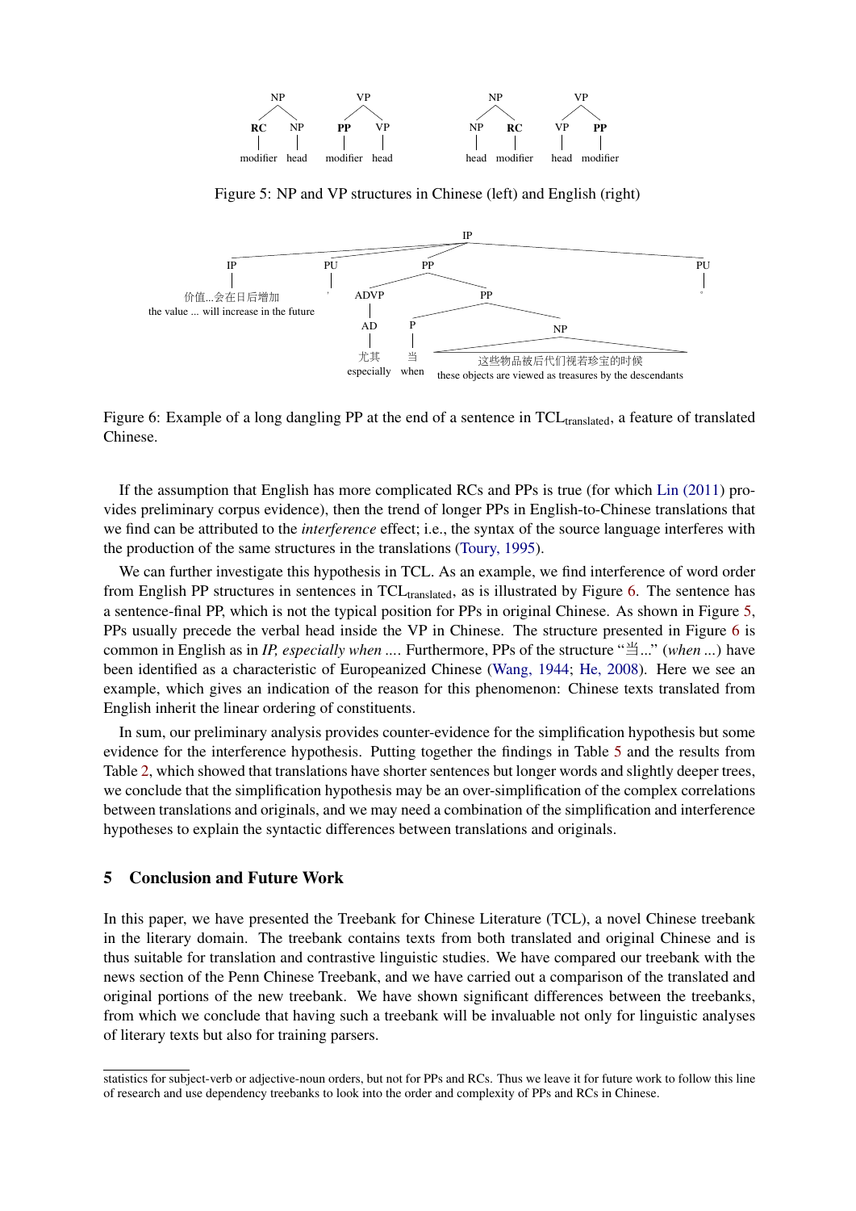Figure 5: NP and VP structures in Chinese (left) and English (right)

Figure 6: Example of a long dangling PP at the end of a sentence in $\text{TCL}_{\text{translated}}$, a feature of translated Chinese.

If the assumption that English has more complicated RCs and PPs is true (for which Lin (2011) provides preliminary corpus evidence), then the trend of longer PPs in English-to-Chinese translations that we find can be attributed to the *interference* effect; i.e., the syntax of the source language interferes with the production of the same structures in the translations (Toury, 1995).

We can further investigate this hypothesis in TCL. As an example, we find interference of word order from English PP structures in sentences in $\text{TCL}_{\text{translated}}$, as is illustrated by Figure 6. The sentence has a sentence-final PP, which is not the typical position for PPs in original Chinese. As shown in Figure 5, PPs usually precede the verbal head inside the VP in Chinese. The structure presented in Figure 6 is common in English as in *IP, especially when ....* Furthermore, PPs of the structure "当..." (*when ...*) have been identified as a characteristic of Europeanized Chinese (Wang, 1944; He, 2008). Here we see an example, which gives an indication of the reason for this phenomenon: Chinese texts translated from English inherit the linear ordering of constituents.

In sum, our preliminary analysis provides counter-evidence for the simplification hypothesis but some evidence for the interference hypothesis. Putting together the findings in Table 5 and the results from Table 2, which showed that translations have shorter sentences but longer words and slightly deeper trees, we conclude that the simplification hypothesis may be an over-simplification of the complex correlations between translations and originals, and we may need a combination of the simplification and interference hypotheses to explain the syntactic differences between translations and originals.

## 5 Conclusion and Future Work

In this paper, we have presented the Treebank for Chinese Literature (TCL), a novel Chinese treebank in the literary domain. The treebank contains texts from both translated and original Chinese and is thus suitable for translation and contrastive linguistic studies. We have compared our treebank with the news section of the Penn Chinese Treebank, and we have carried out a comparison of the translated and original portions of the new treebank. We have shown significant differences between the treebanks, from which we conclude that having such a treebank will be invaluable not only for linguistic analyses of literary texts but also for training parsers.

statistics for subject-verb or adjective-noun orders, but not for PPs and RCs. Thus we leave it for future work to follow this line of research and use dependency treebanks to look into the order and complexity of PPs and RCs in Chinese.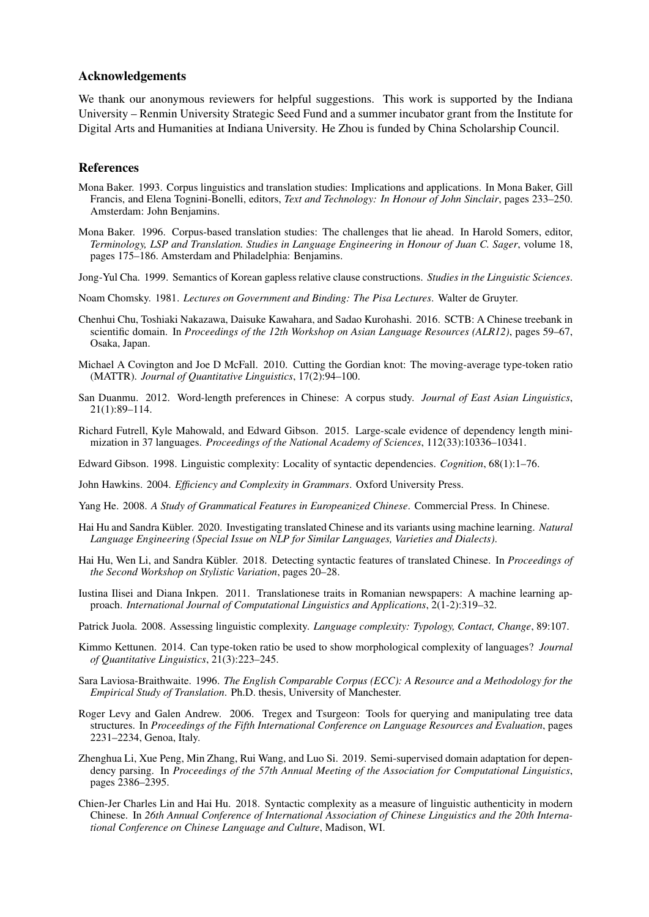## Acknowledgements

We thank our anonymous reviewers for helpful suggestions. This work is supported by the Indiana University – Renmin University Strategic Seed Fund and a summer incubator grant from the Institute for Digital Arts and Humanities at Indiana University. He Zhou is funded by China Scholarship Council.

## References

Mona Baker. 1993. Corpus linguistics and translation studies: Implications and applications. In Mona Baker, Gill Francis, and Elena Tognini-Bonelli, editors, *Text and Technology: In Honour of John Sinclair*, pages 233–250. Amsterdam: John Benjamins.

Mona Baker. 1996. Corpus-based translation studies: The challenges that lie ahead. In Harold Somers, editor, *Terminology, LSP and Translation. Studies in Language Engineering in Honour of Juan C. Sager*, volume 18, pages 175–186. Amsterdam and Philadelphia: Benjamins.

Jong-Yul Cha. 1999. Semantics of Korean gapless relative clause constructions. *Studies in the Linguistic Sciences*.

Noam Chomsky. 1981. *Lectures on Government and Binding: The Pisa Lectures*. Walter de Gruyter.

Chenhui Chu, Toshiaki Nakazawa, Daisuke Kawahara, and Sadao Kurohashi. 2016. SCTB: A Chinese treebank in scientific domain. In *Proceedings of the 12th Workshop on Asian Language Resources (ALR12)*, pages 59–67, Osaka, Japan.

Michael A Covington and Joe D McFall. 2010. Cutting the Gordian knot: The moving-average type-token ratio (MATTR). *Journal of Quantitative Linguistics*, 17(2):94–100.

San Duanmu. 2012. Word-length preferences in Chinese: A corpus study. *Journal of East Asian Linguistics*, 21(1):89–114.

Richard Futrell, Kyle Mahowald, and Edward Gibson. 2015. Large-scale evidence of dependency length minimization in 37 languages. *Proceedings of the National Academy of Sciences*, 112(33):10336–10341.

Edward Gibson. 1998. Linguistic complexity: Locality of syntactic dependencies. *Cognition*, 68(1):1–76.

John Hawkins. 2004. *Efficiency and Complexity in Grammars*. Oxford University Press.

Yang He. 2008. *A Study of Grammatical Features in Europeanized Chinese*. Commercial Press. In Chinese.

Hai Hu and Sandra Kübler. 2020. Investigating translated Chinese and its variants using machine learning. *Natural Language Engineering (Special Issue on NLP for Similar Languages, Varieties and Dialects)*.

Hai Hu, Wen Li, and Sandra Kübler. 2018. Detecting syntactic features of translated Chinese. In *Proceedings of the Second Workshop on Stylistic Variation*, pages 20–28.

Iustina Ilisei and Diana Inkpen. 2011. Translationese traits in Romanian newspapers: A machine learning approach. *International Journal of Computational Linguistics and Applications*, 2(1-2):319–32.

Patrick Juola. 2008. Assessing linguistic complexity. *Language complexity: Typology, Contact, Change*, 89:107.

Kimmo Kettunen. 2014. Can type-token ratio be used to show morphological complexity of languages? *Journal of Quantitative Linguistics*, 21(3):223–245.

Sara Laviosa-Braithwaite. 1996. *The English Comparable Corpus (ECC): A Resource and a Methodology for the Empirical Study of Translation*. Ph.D. thesis, University of Manchester.

Roger Levy and Galen Andrew. 2006. Tregex and Tsurgeon: Tools for querying and manipulating tree data structures. In *Proceedings of the Fifth International Conference on Language Resources and Evaluation*, pages 2231–2234, Genoa, Italy.

Zhenghua Li, Xue Peng, Min Zhang, Rui Wang, and Luo Si. 2019. Semi-supervised domain adaptation for dependency parsing. In *Proceedings of the 57th Annual Meeting of the Association for Computational Linguistics*, pages 2386–2395.

Chien-Jer Charles Lin and Hai Hu. 2018. Syntactic complexity as a measure of linguistic authenticity in modern Chinese. In *26th Annual Conference of International Association of Chinese Linguistics and the 20th International Conference on Chinese Language and Culture*, Madison, WI.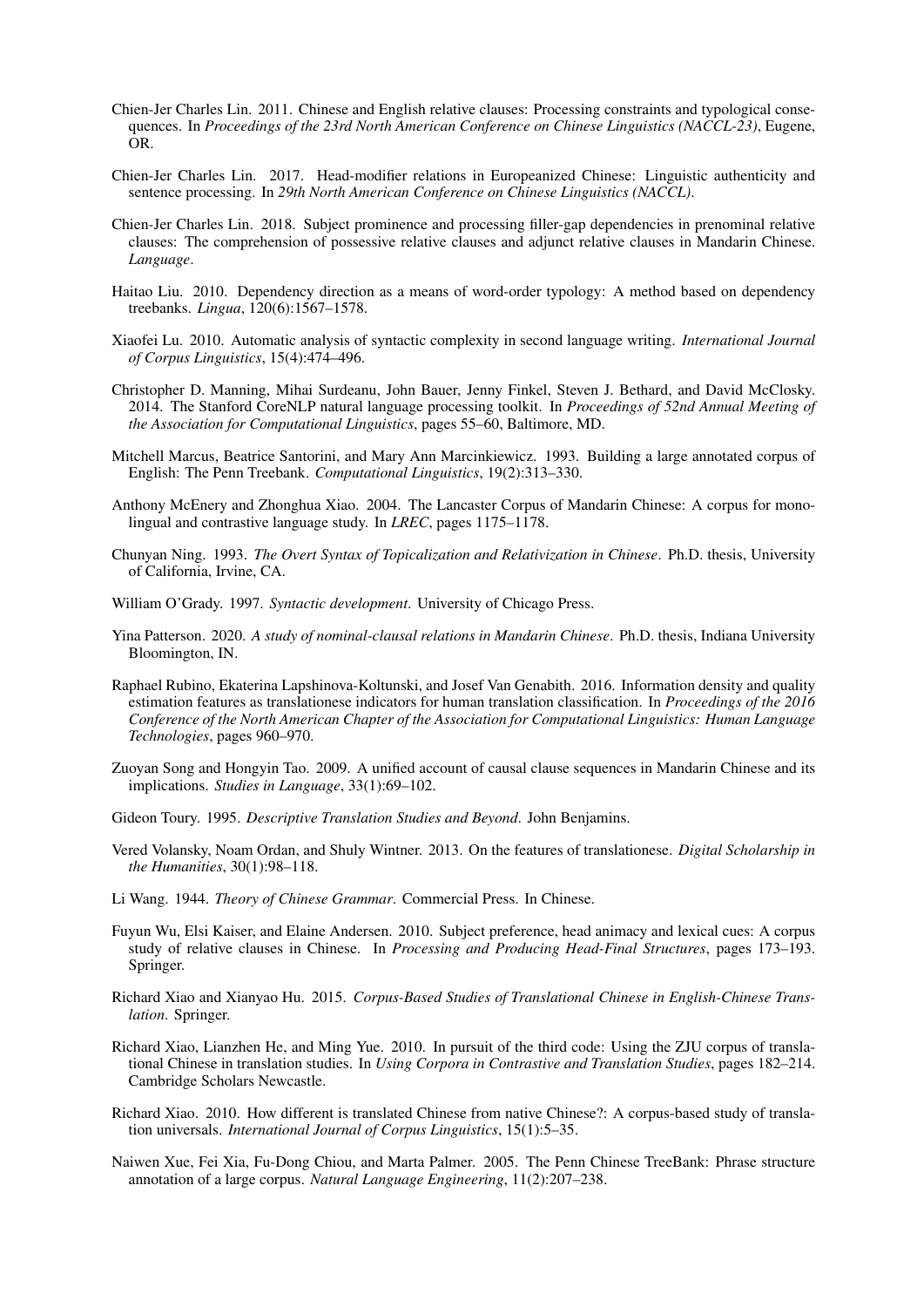Chien-Jer Charles Lin. 2011. Chinese and English relative clauses: Processing constraints and typological consequences. In *Proceedings of the 23rd North American Conference on Chinese Linguistics (NACCL-23)*, Eugene, OR.

Chien-Jer Charles Lin. 2017. Head-modifier relations in Europeanized Chinese: Linguistic authenticity and sentence processing. In *29th North American Conference on Chinese Linguistics (NACCL)*.

Chien-Jer Charles Lin. 2018. Subject prominence and processing filler-gap dependencies in prenominal relative clauses: The comprehension of possessive relative clauses and adjunct relative clauses in Mandarin Chinese. *Language*.

Haitao Liu. 2010. Dependency direction as a means of word-order typology: A method based on dependency treebanks. *Lingua*, 120(6):1567–1578.

Xiaofei Lu. 2010. Automatic analysis of syntactic complexity in second language writing. *International Journal of Corpus Linguistics*, 15(4):474–496.

Christopher D. Manning, Mihai Surdeanu, John Bauer, Jenny Finkel, Steven J. Bethard, and David McClosky. 2014. The Stanford CoreNLP natural language processing toolkit. In *Proceedings of 52nd Annual Meeting of the Association for Computational Linguistics*, pages 55–60, Baltimore, MD.

Mitchell Marcus, Beatrice Santorini, and Mary Ann Marcinkiewicz. 1993. Building a large annotated corpus of English: The Penn Treebank. *Computational Linguistics*, 19(2):313–330.

Anthony McEnery and Zhonghua Xiao. 2004. The Lancaster Corpus of Mandarin Chinese: A corpus for monolingual and contrastive language study. In *LREC*, pages 1175–1178.

Chunyan Ning. 1993. *The Overt Syntax of Topicalization and Relativization in Chinese*. Ph.D. thesis, University of California, Irvine, CA.

William O'Grady. 1997. *Syntactic development*. University of Chicago Press.

Yina Patterson. 2020. *A study of nominal-clausal relations in Mandarin Chinese*. Ph.D. thesis, Indiana University Bloomington, IN.

Raphael Rubino, Ekaterina Lapshinova-Koltunski, and Josef Van Genabith. 2016. Information density and quality estimation features as translationese indicators for human translation classification. In *Proceedings of the 2016 Conference of the North American Chapter of the Association for Computational Linguistics: Human Language Technologies*, pages 960–970.

Zuoyan Song and Hongyin Tao. 2009. A unified account of causal clause sequences in Mandarin Chinese and its implications. *Studies in Language*, 33(1):69–102.

Gideon Toury. 1995. *Descriptive Translation Studies and Beyond*. John Benjamins.

Vered Volansky, Noam Ordan, and Shuly Wintner. 2013. On the features of translationese. *Digital Scholarship in the Humanities*, 30(1):98–118.

Li Wang. 1944. *Theory of Chinese Grammar*. Commercial Press. In Chinese.

Fuyun Wu, Elsi Kaiser, and Elaine Andersen. 2010. Subject preference, head animacy and lexical cues: A corpus study of relative clauses in Chinese. In *Processing and Producing Head-Final Structures*, pages 173–193. Springer.

Richard Xiao and Xianyao Hu. 2015. *Corpus-Based Studies of Translational Chinese in English-Chinese Translation*. Springer.

Richard Xiao, Lianzhen He, and Ming Yue. 2010. In pursuit of the third code: Using the ZJU corpus of translational Chinese in translation studies. In *Using Corpora in Contrastive and Translation Studies*, pages 182–214. Cambridge Scholars Newcastle.

Richard Xiao. 2010. How different is translated Chinese from native Chinese?: A corpus-based study of translation universals. *International Journal of Corpus Linguistics*, 15(1):5–35.

Naiwen Xue, Fei Xia, Fu-Dong Chiou, and Marta Palmer. 2005. The Penn Chinese TreeBank: Phrase structure annotation of a large corpus. *Natural Language Engineering*, 11(2):207–238.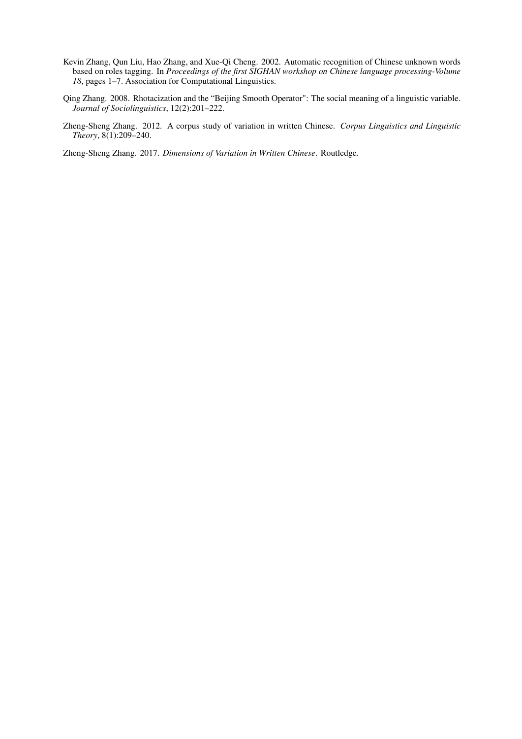Kevin Zhang, Qun Liu, Hao Zhang, and Xue-Qi Cheng. 2002. Automatic recognition of Chinese unknown words based on roles tagging. In *Proceedings of the first SIGHAN workshop on Chinese language processing-Volume 18*, pages 1–7. Association for Computational Linguistics.

Qing Zhang. 2008. Rhotacization and the "Beijing Smooth Operator": The social meaning of a linguistic variable. *Journal of Sociolinguistics*, 12(2):201–222.

Zheng-Sheng Zhang. 2012. A corpus study of variation in written Chinese. *Corpus Linguistics and Linguistic Theory*, 8(1):209–240.

Zheng-Sheng Zhang. 2017. *Dimensions of Variation in Written Chinese*. Routledge.